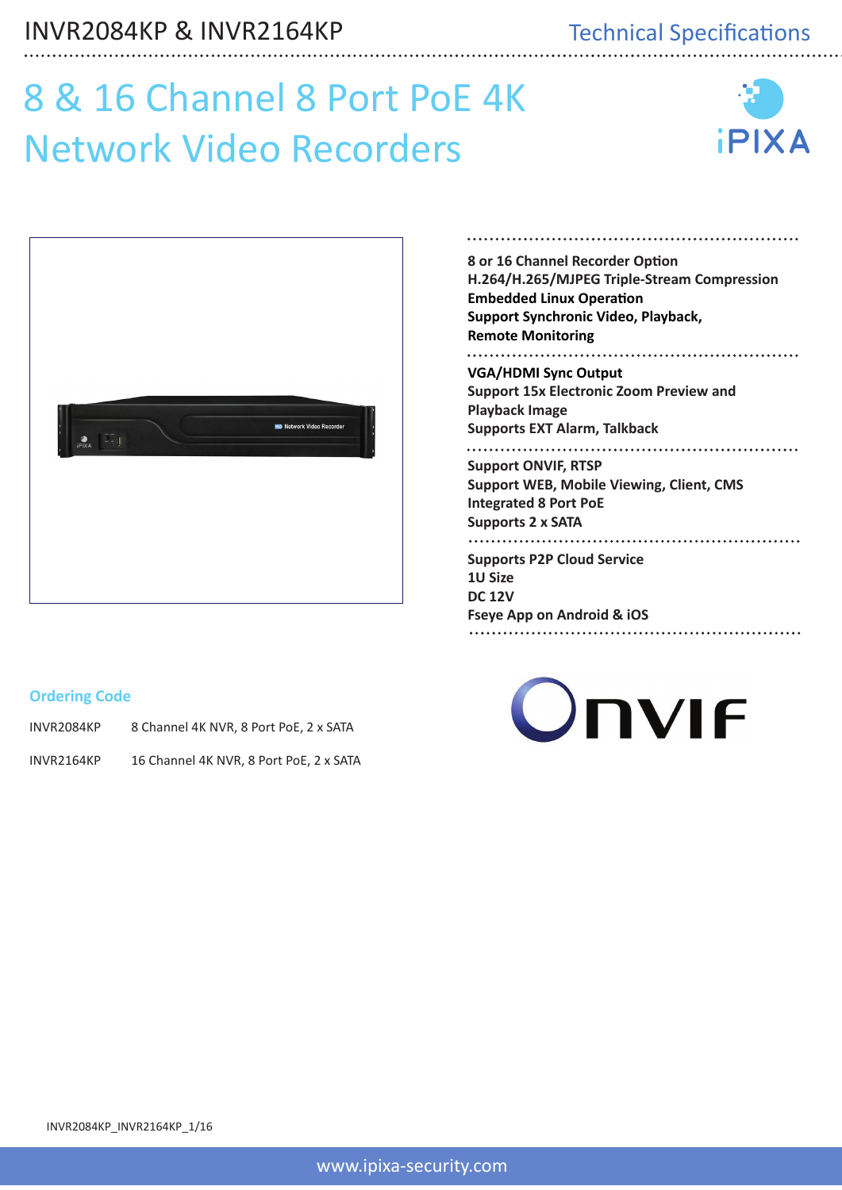# 8 & 16 Channel 8 Port PoE 4K Network Video Recorders

**8 or 16 Channel Recorder Option**
**H.264/H.265/MJPEG Triple-Stream Compression**
**Embedded Linux Operation**
**Support Synchronic Video, Playback, Remote Monitoring**

**VGA/HDMI Sync Output**
**Support 15x Electronic Zoom Preview and Playback Image**
**Supports EXT Alarm, Talkback**

**Support ONVIF, RTSP**
**Support WEB, Mobile Viewing, Client, CMS**
**Integrated 8 Port PoE**
**Supports 2 x SATA**

**Supports P2P Cloud Service**
**1U Size**
**DC 12V**
**Fseye App on Android & iOS**

## Ordering Code

| | |
|---|---|
| INVR2084KP | 8 Channel 4K NVR, 8 Port PoE, 2 x SATA |
| INVR2164KP | 16 Channel 4K NVR, 8 Port PoE, 2 x SATA |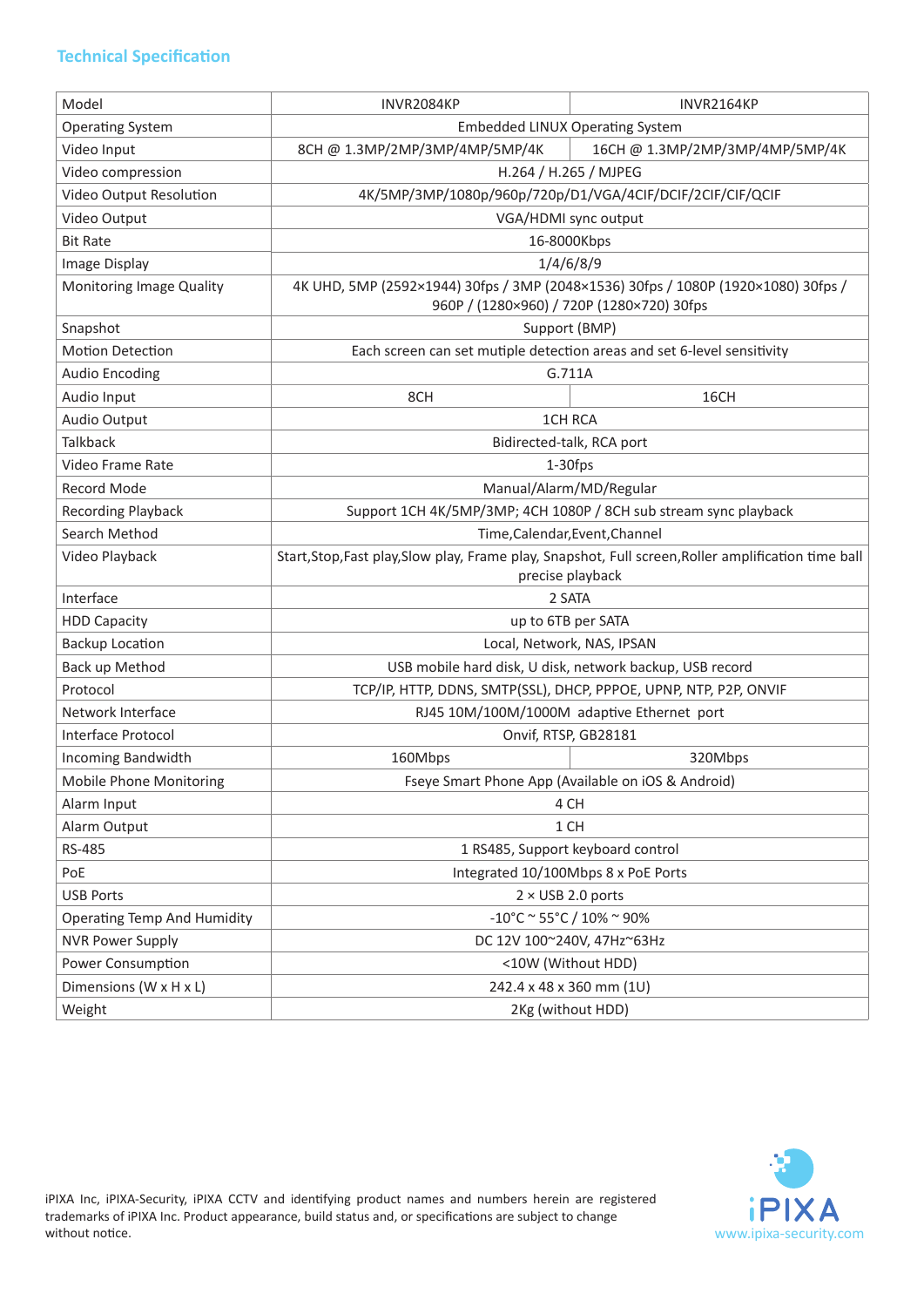## Technical Specification

| Model | INVR2084KP | INVR2164KP |
|---|---|---|
| Operating System | Embedded LINUX Operating System | |
| Video Input | 8CH @ 1.3MP/2MP/3MP/4MP/5MP/4K | 16CH @ 1.3MP/2MP/3MP/4MP/5MP/4K |
| Video compression | H.264 / H.265 / MJPEG | |
| Video Output Resolution | 4K/5MP/3MP/1080p/960p/720p/D1/VGA/4CIF/DCIF/2CIF/CIF/QCIF | |
| Video Output | VGA/HDMI sync output | |
| Bit Rate | 16-8000Kbps | |
| Image Display | 1/4/6/8/9 | |
| Monitoring Image Quality | 4K UHD, 5MP (2592×1944) 30fps / 3MP (2048×1536) 30fps / 1080P (1920×1080) 30fps / 960P / (1280×960) / 720P (1280×720) 30fps | |
| Snapshot | Support (BMP) | |
| Motion Detection | Each screen can set mutiple detection areas and set 6-level sensitivity | |
| Audio Encoding | G.711A | |
| Audio Input | 8CH | 16CH |
| Audio Output | 1CH RCA | |
| Talkback | Bidirected-talk, RCA port | |
| Video Frame Rate | 1-30fps | |
| Record Mode | Manual/Alarm/MD/Regular | |
| Recording Playback | Support 1CH 4K/5MP/3MP; 4CH 1080P / 8CH sub stream sync playback | |
| Search Method | Time,Calendar,Event,Channel | |
| Video Playback | Start,Stop,Fast play,Slow play, Frame play, Snapshot, Full screen,Roller amplification time ball precise playback | |
| Interface | 2 SATA | |
| HDD Capacity | up to 6TB per SATA | |
| Backup Location | Local, Network, NAS, IPSAN | |
| Back up Method | USB mobile hard disk, U disk, network backup, USB record | |
| Protocol | TCP/IP, HTTP, DDNS, SMTP(SSL), DHCP, PPPOE, UPNP, NTP, P2P, ONVIF | |
| Network Interface | RJ45 10M/100M/1000M adaptive Ethernet port | |
| Interface Protocol | Onvif, RTSP, GB28181 | |
| Incoming Bandwidth | 160Mbps | 320Mbps |
| Mobile Phone Monitoring | Fseye Smart Phone App (Available on iOS & Android) | |
| Alarm Input | 4 CH | |
| Alarm Output | 1 CH | |
| RS-485 | 1 RS485, Support keyboard control | |
| PoE | Integrated 10/100Mbps 8 x PoE Ports | |
| USB Ports | 2 × USB 2.0 ports | |
| Operating Temp And Humidity | -10°C ~ 55°C / 10% ~ 90% | |
| NVR Power Supply | DC 12V 100~240V, 47Hz~63Hz | |
| Power Consumption | <10W (Without HDD) | |
| Dimensions (W x H x L) | 242.4 x 48 x 360 mm (1U) | |
| Weight | 2Kg (without HDD) | |

iPIXA Inc, iPIXA-Security, iPIXA CCTV and identifying product names and numbers herein are registered trademarks of iPIXA Inc. Product appearance, build status and, or specifications are subject to change without notice.

iPIXA
www.ipixa-security.com